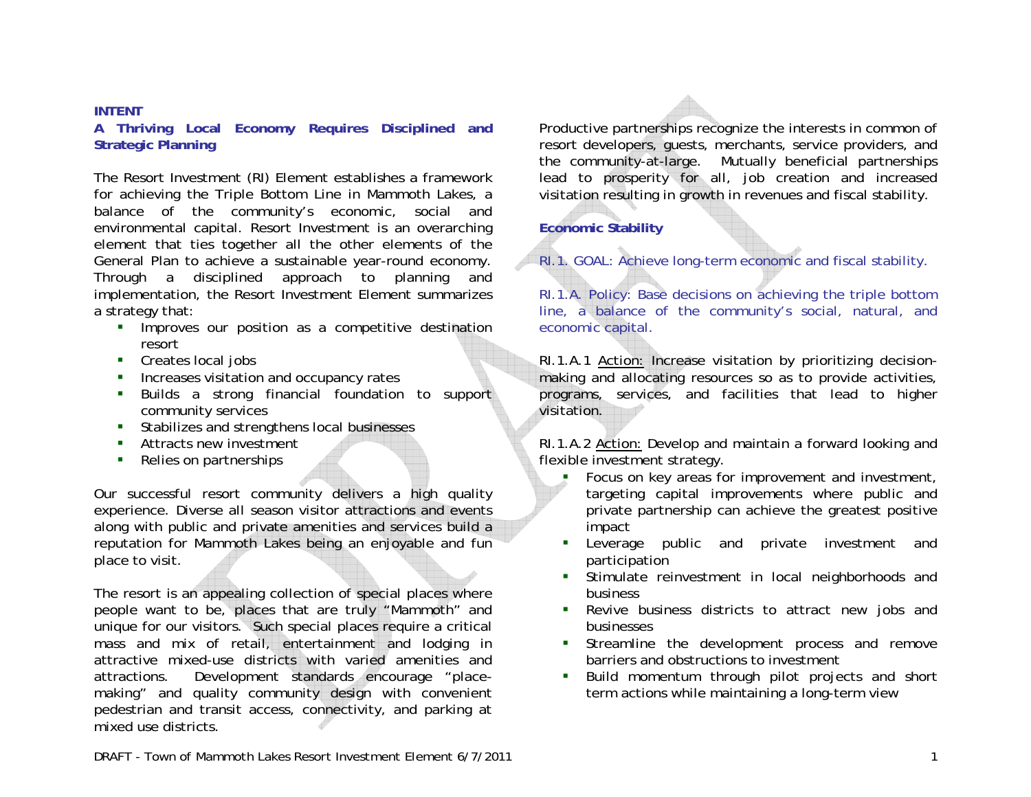## INTENT

### A Thriving Local Economy Requires Disciplined and Strategic Planning

The Resort Investment (RI) Element establishes a framework for achieving the Triple Bottom Line in Mammoth Lakes, a balance of the community's economic, social and environmental capital. Resort Investment is an overarching element that ties together all the other elements of the General Plan to achieve a sustainable year-round economy. Through a disciplined approach to planning and implementation, the Resort Investment Element summarizes a strategy that:

- Improves our position as a competitive destination resort
- Creates local jobs
- Increases visitation and occupancy rates
- Builds a strong financial foundation to support community services
- Stabilizes and strengthens local businesses
- Attracts new investment
- Relies on partnerships

Our successful resort community delivers a high quality experience. Diverse all season visitor attractions and events along with public and private amenities and services build a reputation for Mammoth Lakes being an enjoyable and fun place to visit.

The resort is an appealing collection of special places where people want to be, places that are truly "Mammoth" and unique for our visitors. Such special places require a critical mass and mix of retail, entertainment and lodging in attractive mixed-use districts with varied amenities and attractions. Development standards encourage "place-making" and quality community design with convenient pedestrian and transit access, connectivity, and parking at mixed use districts.

Productive partnerships recognize the interests in common of resort developers, guests, merchants, service providers, and the community-at-large. Mutually beneficial partnerships lead to prosperity for all, job creation and increased visitation resulting in growth in revenues and fiscal stability.

### Economic Stability

RI.1. GOAL: Achieve long-term economic and fiscal stability.

RI.1.A. Policy: Base decisions on achieving the triple bottom line, a balance of the community's social, natural, and economic capital.

RI.1.A.1 Action: Increase visitation by prioritizing decision-making and allocating resources so as to provide activities, programs, services, and facilities that lead to higher visitation.

RI.1.A.2 Action: Develop and maintain a forward looking and flexible investment strategy.

- Focus on key areas for improvement and investment, targeting capital improvements where public and private partnership can achieve the greatest positive impact
- Leverage public and private investment and participation
- Stimulate reinvestment in local neighborhoods and business
- Revive business districts to attract new jobs and businesses
- Streamline the development process and remove barriers and obstructions to investment
- Build momentum through pilot projects and short term actions while maintaining a long-term view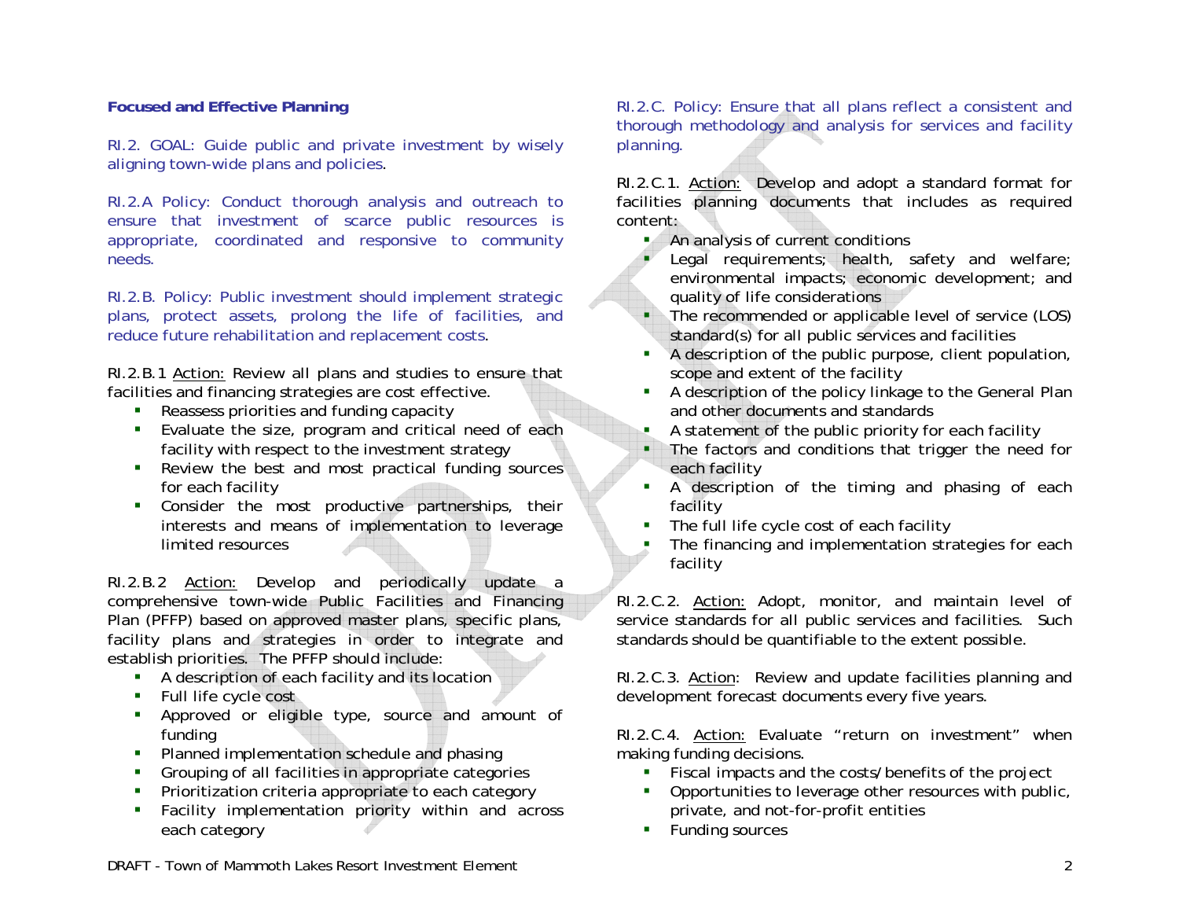**Focused and Effective Planning**

RI.2. GOAL: Guide public and private investment by wisely aligning town-wide plans and policies.

RI.2.A Policy: Conduct thorough analysis and outreach to ensure that investment of scarce public resources is appropriate, coordinated and responsive to community needs.

RI.2.B. Policy: Public investment should implement strategic plans, protect assets, prolong the life of facilities, and reduce future rehabilitation and replacement costs.

RI.2.B.1 Action: Review all plans and studies to ensure that facilities and financing strategies are cost effective.

- Reassess priorities and funding capacity
- Evaluate the size, program and critical need of each facility with respect to the investment strategy
- Review the best and most practical funding sources for each facility
- Consider the most productive partnerships, their interests and means of implementation to leverage limited resources

RI.2.B.2 Action: Develop and periodically update a comprehensive town-wide Public Facilities and Financing Plan (PFFP) based on approved master plans, specific plans, facility plans and strategies in order to integrate and establish priorities. The PFFP should include:

- A description of each facility and its location
- Full life cycle cost
- Approved or eligible type, source and amount of funding
- Planned implementation schedule and phasing
- Grouping of all facilities in appropriate categories
- Prioritization criteria appropriate to each category
- Facility implementation priority within and across each category

RI.2.C. Policy: Ensure that all plans reflect a consistent and thorough methodology and analysis for services and facility planning.

RI.2.C.1. Action: Develop and adopt a standard format for facilities planning documents that includes as required content:

- An analysis of current conditions
- Legal requirements; health, safety and welfare; environmental impacts; economic development; and quality of life considerations
- The recommended or applicable level of service (LOS) standard(s) for all public services and facilities
- A description of the public purpose, client population, scope and extent of the facility
- A description of the policy linkage to the General Plan and other documents and standards
- A statement of the public priority for each facility
- The factors and conditions that trigger the need for each facility
- A description of the timing and phasing of each facility
- The full life cycle cost of each facility
- The financing and implementation strategies for each facility

RI.2.C.2. Action: Adopt, monitor, and maintain level of service standards for all public services and facilities. Such standards should be quantifiable to the extent possible.

RI.2.C.3. Action: Review and update facilities planning and development forecast documents every five years.

RI.2.C.4. Action: Evaluate "return on investment" when making funding decisions.

- Fiscal impacts and the costs/benefits of the project
- Opportunities to leverage other resources with public, private, and not-for-profit entities
- Funding sources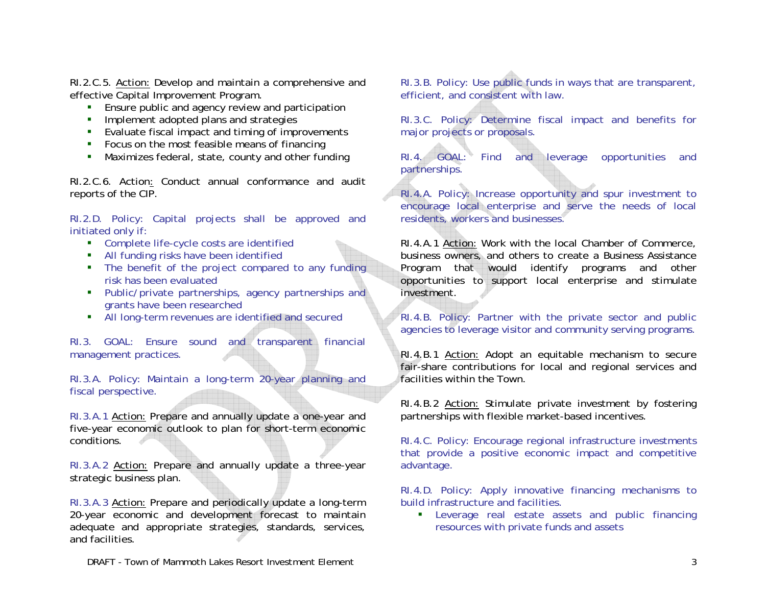RI.2.C.5. Action: Develop and maintain a comprehensive and effective Capital Improvement Program.

- Ensure public and agency review and participation
- Implement adopted plans and strategies
- Evaluate fiscal impact and timing of improvements
- Focus on the most feasible means of financing
- Maximizes federal, state, county and other funding

RI.2.C.6. Action: Conduct annual conformance and audit reports of the CIP.

RI.2.D. Policy: Capital projects shall be approved and initiated only if:

- Complete life-cycle costs are identified
- All funding risks have been identified
- The benefit of the project compared to any funding risk has been evaluated
- Public/private partnerships, agency partnerships and grants have been researched
- All long-term revenues are identified and secured

RI.3. GOAL: Ensure sound and transparent financial management practices.

RI.3.A. Policy: Maintain a long-term 20-year planning and fiscal perspective.

RI.3.A.1 Action: Prepare and annually update a one-year and five-year economic outlook to plan for short-term economic conditions.

RI.3.A.2 Action: Prepare and annually update a three-year strategic business plan.

RI.3.A.3 Action: Prepare and periodically update a long-term 20-year economic and development forecast to maintain adequate and appropriate strategies, standards, services, and facilities.

RI.3.B. Policy: Use public funds in ways that are transparent, efficient, and consistent with law.

RI.3.C. Policy: Determine fiscal impact and benefits for major projects or proposals.

RI.4. GOAL: Find and leverage opportunities and partnerships.

RI.4.A. Policy: Increase opportunity and spur investment to encourage local enterprise and serve the needs of local residents, workers and businesses.

RI.4.A.1 Action: Work with the local Chamber of Commerce, business owners, and others to create a Business Assistance Program that would identify programs and other opportunities to support local enterprise and stimulate investment.

RI.4.B. Policy: Partner with the private sector and public agencies to leverage visitor and community serving programs.

RI.4.B.1 Action: Adopt an equitable mechanism to secure fair-share contributions for local and regional services and facilities within the Town.

RI.4.B.2 Action: Stimulate private investment by fostering partnerships with flexible market-based incentives.

RI.4.C. Policy: Encourage regional infrastructure investments that provide a positive economic impact and competitive advantage.

RI.4.D. Policy: Apply innovative financing mechanisms to build infrastructure and facilities.

- Leverage real estate assets and public financing resources with private funds and assets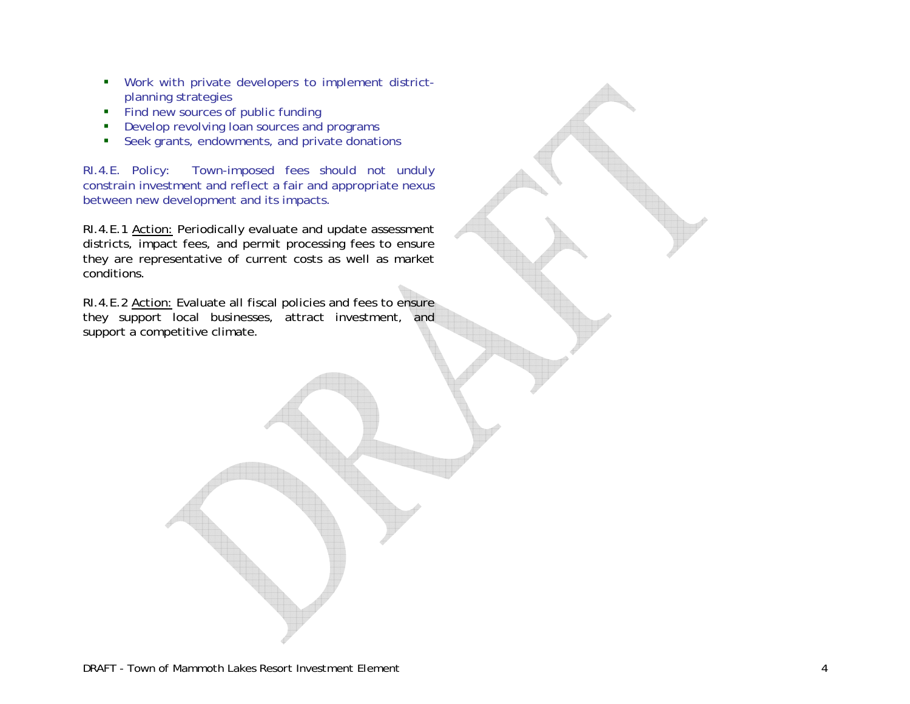- Work with private developers to implement district-planning strategies
- Find new sources of public funding
- Develop revolving loan sources and programs
- Seek grants, endowments, and private donations

RI.4.E. Policy: Town-imposed fees should not unduly constrain investment and reflect a fair and appropriate nexus between new development and its impacts.

RI.4.E.1 Action: Periodically evaluate and update assessment districts, impact fees, and permit processing fees to ensure they are representative of current costs as well as market conditions.

RI.4.E.2 Action: Evaluate all fiscal policies and fees to ensure they support local businesses, attract investment, and support a competitive climate.